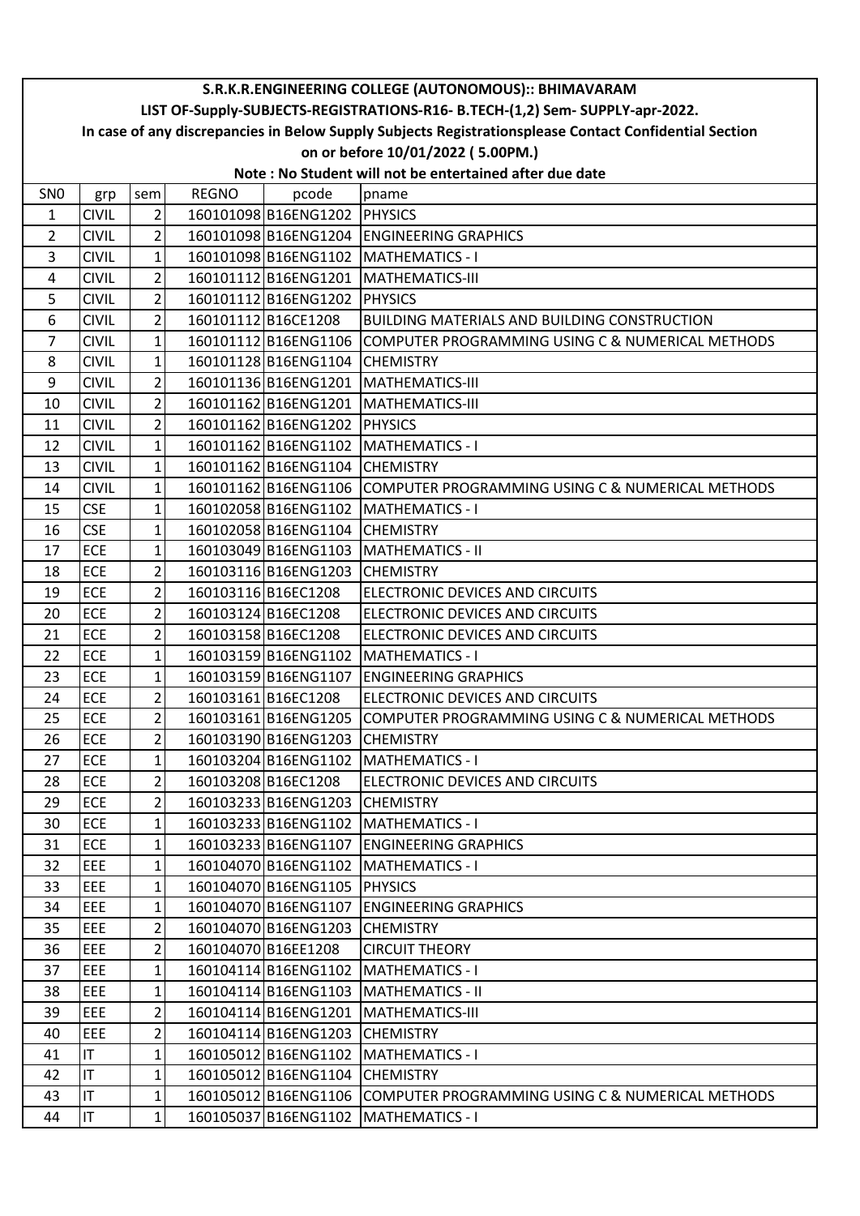**S.R.K.R.ENGINEERING COLLEGE (AUTONOMOUS):: BHIMAVARAM**

**LIST OF-Supply-SUBJECTS-REGISTRATIONS-R16- B.TECH-(1,2) Sem- SUPPLY-apr-2022.**

**In case of any discrepancies in Below Supply Subjects Registrationsplease Contact Confidential Section on or before 10/01/2022 ( 5.00PM.)**

**Note : No Student will not be entertained after due date**

| SN0 | grp | sem | REGNO | pcode | pname |
|---|---|---|---|---|---|
| 1 | CIVIL | 2 | 160101098 | B16ENG1202 | PHYSICS |
| 2 | CIVIL | 2 | 160101098 | B16ENG1204 | ENGINEERING GRAPHICS |
| 3 | CIVIL | 1 | 160101098 | B16ENG1102 | MATHEMATICS - I |
| 4 | CIVIL | 2 | 160101112 | B16ENG1201 | MATHEMATICS-III |
| 5 | CIVIL | 2 | 160101112 | B16ENG1202 | PHYSICS |
| 6 | CIVIL | 2 | 160101112 | B16CE1208 | BUILDING MATERIALS AND BUILDING CONSTRUCTION |
| 7 | CIVIL | 1 | 160101112 | B16ENG1106 | COMPUTER PROGRAMMING USING C & NUMERICAL METHODS |
| 8 | CIVIL | 1 | 160101128 | B16ENG1104 | CHEMISTRY |
| 9 | CIVIL | 2 | 160101136 | B16ENG1201 | MATHEMATICS-III |
| 10 | CIVIL | 2 | 160101162 | B16ENG1201 | MATHEMATICS-III |
| 11 | CIVIL | 2 | 160101162 | B16ENG1202 | PHYSICS |
| 12 | CIVIL | 1 | 160101162 | B16ENG1102 | MATHEMATICS - I |
| 13 | CIVIL | 1 | 160101162 | B16ENG1104 | CHEMISTRY |
| 14 | CIVIL | 1 | 160101162 | B16ENG1106 | COMPUTER PROGRAMMING USING C & NUMERICAL METHODS |
| 15 | CSE | 1 | 160102058 | B16ENG1102 | MATHEMATICS - I |
| 16 | CSE | 1 | 160102058 | B16ENG1104 | CHEMISTRY |
| 17 | ECE | 1 | 160103049 | B16ENG1103 | MATHEMATICS - II |
| 18 | ECE | 2 | 160103116 | B16ENG1203 | CHEMISTRY |
| 19 | ECE | 2 | 160103116 | B16EC1208 | ELECTRONIC DEVICES AND CIRCUITS |
| 20 | ECE | 2 | 160103124 | B16EC1208 | ELECTRONIC DEVICES AND CIRCUITS |
| 21 | ECE | 2 | 160103158 | B16EC1208 | ELECTRONIC DEVICES AND CIRCUITS |
| 22 | ECE | 1 | 160103159 | B16ENG1102 | MATHEMATICS - I |
| 23 | ECE | 1 | 160103159 | B16ENG1107 | ENGINEERING GRAPHICS |
| 24 | ECE | 2 | 160103161 | B16EC1208 | ELECTRONIC DEVICES AND CIRCUITS |
| 25 | ECE | 2 | 160103161 | B16ENG1205 | COMPUTER PROGRAMMING USING C & NUMERICAL METHODS |
| 26 | ECE | 2 | 160103190 | B16ENG1203 | CHEMISTRY |
| 27 | ECE | 1 | 160103204 | B16ENG1102 | MATHEMATICS - I |
| 28 | ECE | 2 | 160103208 | B16EC1208 | ELECTRONIC DEVICES AND CIRCUITS |
| 29 | ECE | 2 | 160103233 | B16ENG1203 | CHEMISTRY |
| 30 | ECE | 1 | 160103233 | B16ENG1102 | MATHEMATICS - I |
| 31 | ECE | 1 | 160103233 | B16ENG1107 | ENGINEERING GRAPHICS |
| 32 | EEE | 1 | 160104070 | B16ENG1102 | MATHEMATICS - I |
| 33 | EEE | 1 | 160104070 | B16ENG1105 | PHYSICS |
| 34 | EEE | 1 | 160104070 | B16ENG1107 | ENGINEERING GRAPHICS |
| 35 | EEE | 2 | 160104070 | B16ENG1203 | CHEMISTRY |
| 36 | EEE | 2 | 160104070 | B16EE1208 | CIRCUIT THEORY |
| 37 | EEE | 1 | 160104114 | B16ENG1102 | MATHEMATICS - I |
| 38 | EEE | 1 | 160104114 | B16ENG1103 | MATHEMATICS - II |
| 39 | EEE | 2 | 160104114 | B16ENG1201 | MATHEMATICS-III |
| 40 | EEE | 2 | 160104114 | B16ENG1203 | CHEMISTRY |
| 41 | IT | 1 | 160105012 | B16ENG1102 | MATHEMATICS - I |
| 42 | IT | 1 | 160105012 | B16ENG1104 | CHEMISTRY |
| 43 | IT | 1 | 160105012 | B16ENG1106 | COMPUTER PROGRAMMING USING C & NUMERICAL METHODS |
| 44 | IT | 1 | 160105037 | B16ENG1102 | MATHEMATICS - I |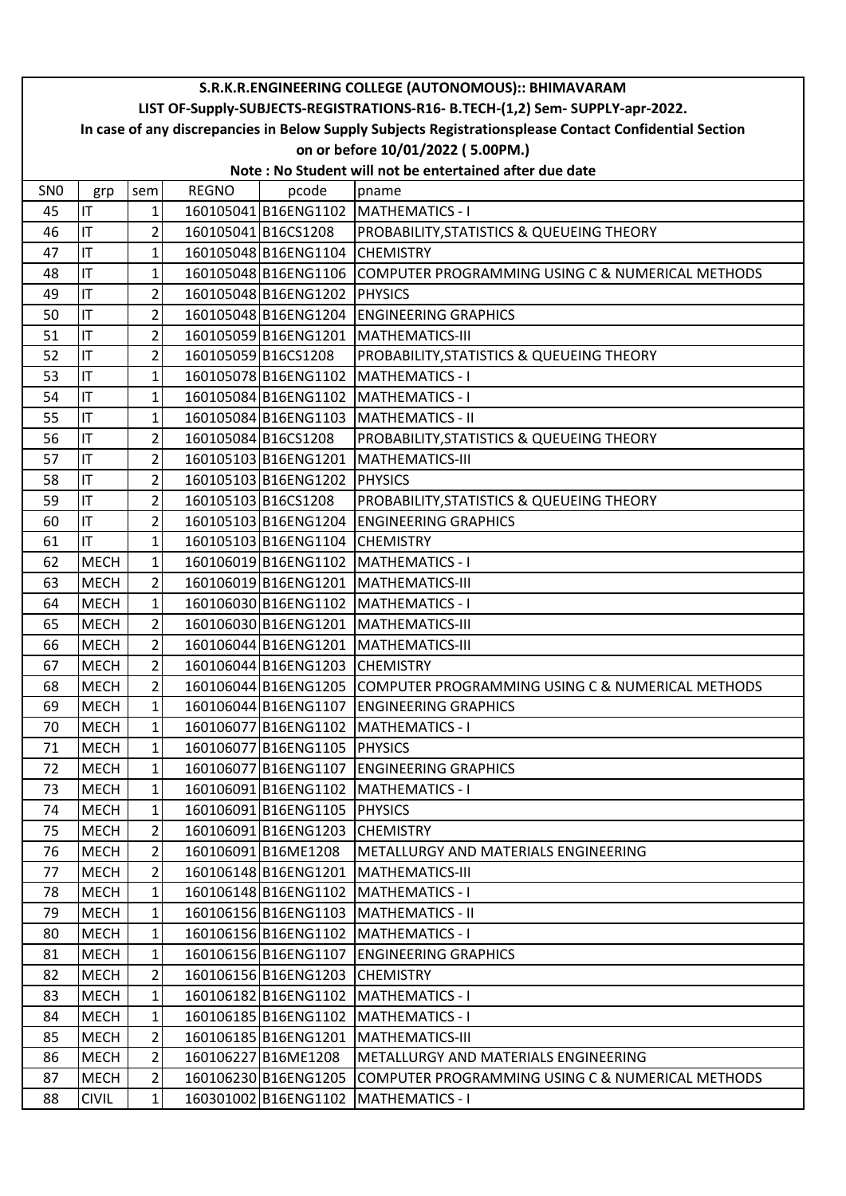**S.R.K.R.ENGINEERING COLLEGE (AUTONOMOUS):: BHIMAVARAM**

**LIST OF-Supply-SUBJECTS-REGISTRATIONS-R16- B.TECH-(1,2) Sem- SUPPLY-apr-2022.**

**In case of any discrepancies in Below Supply Subjects Registrationsplease Contact Confidential Section on or before 10/01/2022 ( 5.00PM.)**

**Note : No Student will not be entertained after due date**

| SN0 | grp | sem | REGNO | pcode | pname |
|---|---|---|---|---|---|
| 45 | IT | 1 | 160105041 | B16ENG1102 | MATHEMATICS - I |
| 46 | IT | 2 | 160105041 | B16CS1208 | PROBABILITY,STATISTICS & QUEUEING THEORY |
| 47 | IT | 1 | 160105048 | B16ENG1104 | CHEMISTRY |
| 48 | IT | 1 | 160105048 | B16ENG1106 | COMPUTER PROGRAMMING USING C & NUMERICAL METHODS |
| 49 | IT | 2 | 160105048 | B16ENG1202 | PHYSICS |
| 50 | IT | 2 | 160105048 | B16ENG1204 | ENGINEERING GRAPHICS |
| 51 | IT | 2 | 160105059 | B16ENG1201 | MATHEMATICS-III |
| 52 | IT | 2 | 160105059 | B16CS1208 | PROBABILITY,STATISTICS & QUEUEING THEORY |
| 53 | IT | 1 | 160105078 | B16ENG1102 | MATHEMATICS - I |
| 54 | IT | 1 | 160105084 | B16ENG1102 | MATHEMATICS - I |
| 55 | IT | 1 | 160105084 | B16ENG1103 | MATHEMATICS - II |
| 56 | IT | 2 | 160105084 | B16CS1208 | PROBABILITY,STATISTICS & QUEUEING THEORY |
| 57 | IT | 2 | 160105103 | B16ENG1201 | MATHEMATICS-III |
| 58 | IT | 2 | 160105103 | B16ENG1202 | PHYSICS |
| 59 | IT | 2 | 160105103 | B16CS1208 | PROBABILITY,STATISTICS & QUEUEING THEORY |
| 60 | IT | 2 | 160105103 | B16ENG1204 | ENGINEERING GRAPHICS |
| 61 | IT | 1 | 160105103 | B16ENG1104 | CHEMISTRY |
| 62 | MECH | 1 | 160106019 | B16ENG1102 | MATHEMATICS - I |
| 63 | MECH | 2 | 160106019 | B16ENG1201 | MATHEMATICS-III |
| 64 | MECH | 1 | 160106030 | B16ENG1102 | MATHEMATICS - I |
| 65 | MECH | 2 | 160106030 | B16ENG1201 | MATHEMATICS-III |
| 66 | MECH | 2 | 160106044 | B16ENG1201 | MATHEMATICS-III |
| 67 | MECH | 2 | 160106044 | B16ENG1203 | CHEMISTRY |
| 68 | MECH | 2 | 160106044 | B16ENG1205 | COMPUTER PROGRAMMING USING C & NUMERICAL METHODS |
| 69 | MECH | 1 | 160106044 | B16ENG1107 | ENGINEERING GRAPHICS |
| 70 | MECH | 1 | 160106077 | B16ENG1102 | MATHEMATICS - I |
| 71 | MECH | 1 | 160106077 | B16ENG1105 | PHYSICS |
| 72 | MECH | 1 | 160106077 | B16ENG1107 | ENGINEERING GRAPHICS |
| 73 | MECH | 1 | 160106091 | B16ENG1102 | MATHEMATICS - I |
| 74 | MECH | 1 | 160106091 | B16ENG1105 | PHYSICS |
| 75 | MECH | 2 | 160106091 | B16ENG1203 | CHEMISTRY |
| 76 | MECH | 2 | 160106091 | B16ME1208 | METALLURGY AND MATERIALS ENGINEERING |
| 77 | MECH | 2 | 160106148 | B16ENG1201 | MATHEMATICS-III |
| 78 | MECH | 1 | 160106148 | B16ENG1102 | MATHEMATICS - I |
| 79 | MECH | 1 | 160106156 | B16ENG1103 | MATHEMATICS - II |
| 80 | MECH | 1 | 160106156 | B16ENG1102 | MATHEMATICS - I |
| 81 | MECH | 1 | 160106156 | B16ENG1107 | ENGINEERING GRAPHICS |
| 82 | MECH | 2 | 160106156 | B16ENG1203 | CHEMISTRY |
| 83 | MECH | 1 | 160106182 | B16ENG1102 | MATHEMATICS - I |
| 84 | MECH | 1 | 160106185 | B16ENG1102 | MATHEMATICS - I |
| 85 | MECH | 2 | 160106185 | B16ENG1201 | MATHEMATICS-III |
| 86 | MECH | 2 | 160106227 | B16ME1208 | METALLURGY AND MATERIALS ENGINEERING |
| 87 | MECH | 2 | 160106230 | B16ENG1205 | COMPUTER PROGRAMMING USING C & NUMERICAL METHODS |
| 88 | CIVIL | 1 | 160301002 | B16ENG1102 | MATHEMATICS - I |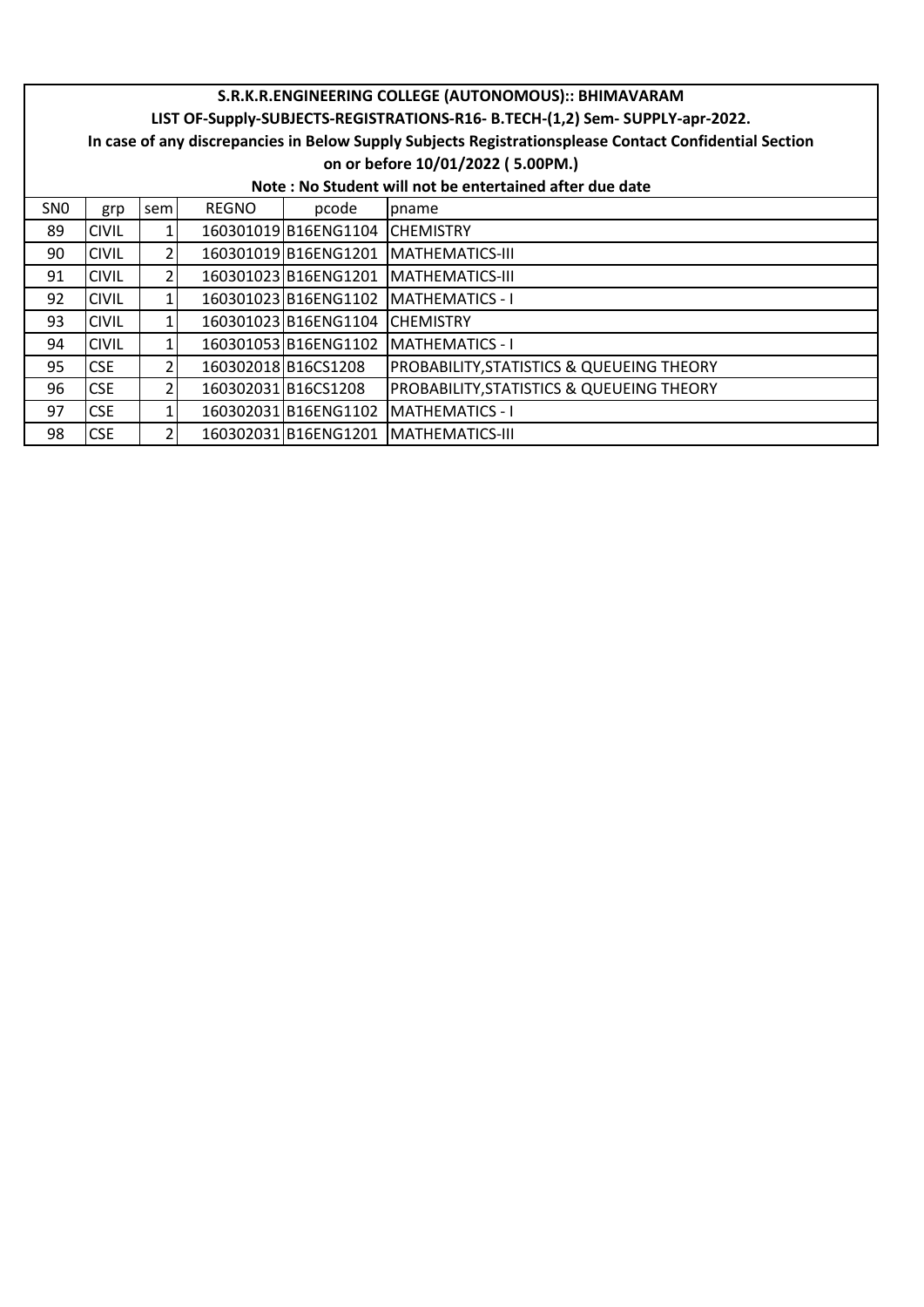# S.R.K.R.ENGINEERING COLLEGE (AUTONOMOUS):: BHIMAVARAM

## LIST OF-Supply-SUBJECTS-REGISTRATIONS-R16- B.TECH-(1,2) Sem- SUPPLY-apr-2022.

**In case of any discrepancies in Below Supply Subjects Registrationsplease Contact Confidential Section on or before 10/01/2022 ( 5.00PM.)**

**Note : No Student will not be entertained after due date**

| SN0 | grp | sem | REGNO | pcode | pname |
|---|---|---|---|---|---|
| 89 | CIVIL | 1 | 160301019 | B16ENG1104 | CHEMISTRY |
| 90 | CIVIL | 2 | 160301019 | B16ENG1201 | MATHEMATICS-III |
| 91 | CIVIL | 2 | 160301023 | B16ENG1201 | MATHEMATICS-III |
| 92 | CIVIL | 1 | 160301023 | B16ENG1102 | MATHEMATICS - I |
| 93 | CIVIL | 1 | 160301023 | B16ENG1104 | CHEMISTRY |
| 94 | CIVIL | 1 | 160301053 | B16ENG1102 | MATHEMATICS - I |
| 95 | CSE | 2 | 160302018 | B16CS1208 | PROBABILITY,STATISTICS & QUEUEING THEORY |
| 96 | CSE | 2 | 160302031 | B16CS1208 | PROBABILITY,STATISTICS & QUEUEING THEORY |
| 97 | CSE | 1 | 160302031 | B16ENG1102 | MATHEMATICS - I |
| 98 | CSE | 2 | 160302031 | B16ENG1201 | MATHEMATICS-III |